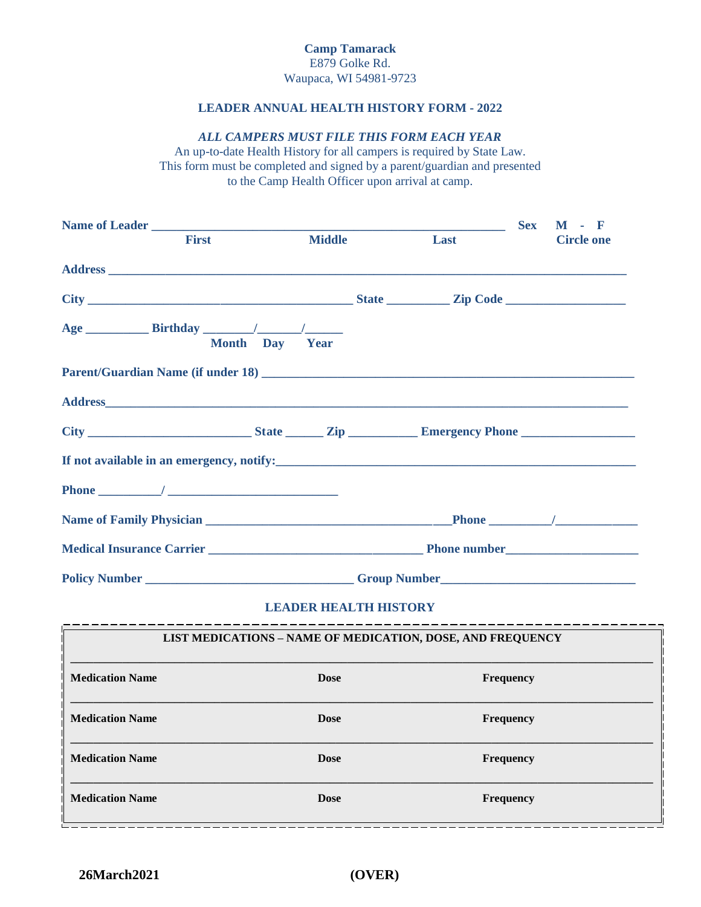**Camp Tamarack**
E879 Golke Rd.
Waupaca, WI 54981-9723

## LEADER ANNUAL HEALTH HISTORY FORM - 2022

***ALL CAMPERS MUST FILE THIS FORM EACH YEAR***

An up-to-date Health History for all campers is required by State Law.
This form must be completed and signed by a parent/guardian and presented to the Camp Health Officer upon arrival at camp.

**Name of Leader** ________________________________________ **Sex** **M - F**
**First** **Middle** **Last** **Circle one**

**Address** ____________________________________________________________

**City** ______________________________ **State** ________ **Zip Code** ______________

**Age** ________ **Birthday** ______/______/______
**Month** **Day** **Year**

**Parent/Guardian Name (if under 18)** ________________________________________

**Address** ____________________________________________________________

**City** __________________ **State** _____ **Zip** ________ **Emergency Phone** ____________

**If not available in an emergency, notify:** ____________________________________

**Phone** ________/ ____________________

**Name of Family Physician** ___________________________ **Phone** ________/__________

**Medical Insurance Carrier** _________________________ **Phone number** ______________

**Policy Number** _______________________ **Group Number** ______________________

### LEADER HEALTH HISTORY

**LIST MEDICATIONS – NAME OF MEDICATION, DOSE, AND FREQUENCY**

| Medication Name | Dose | Frequency |
|---|---|---|
| **Medication Name** | **Dose** | **Frequency** |
| **Medication Name** | **Dose** | **Frequency** |
| **Medication Name** | **Dose** | **Frequency** |

**26March2021** **(OVER)**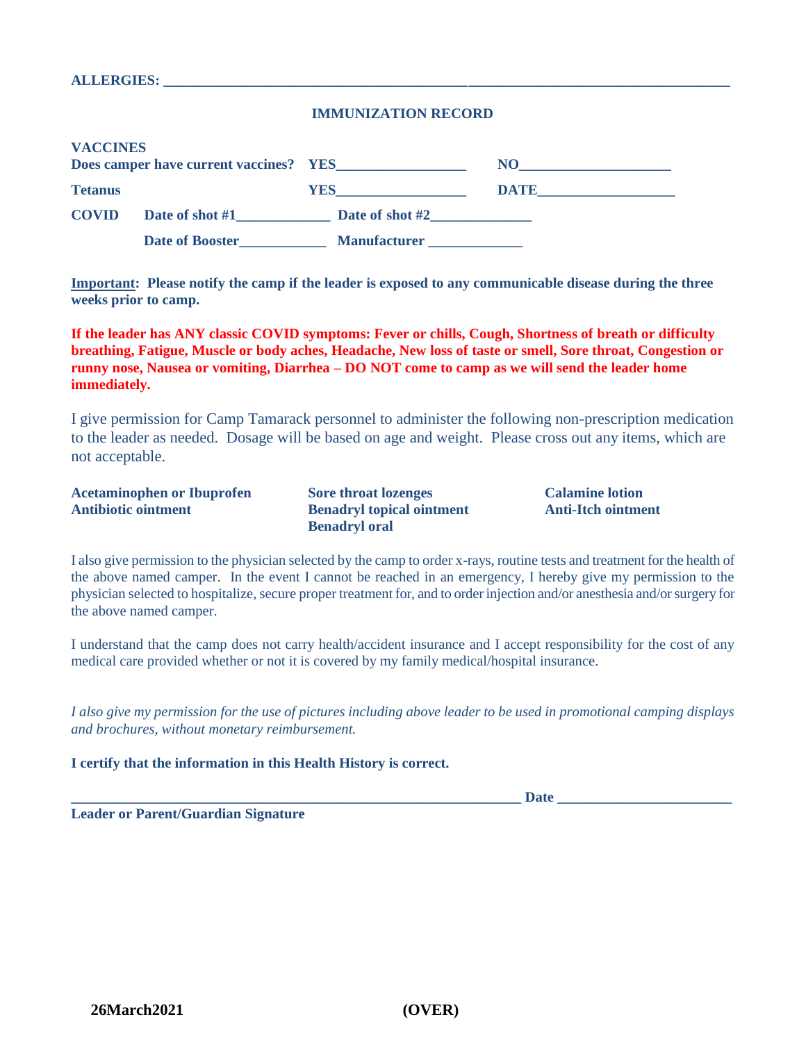**ALLERGIES: \_\_\_\_\_\_\_\_\_\_\_\_\_\_\_\_\_\_\_\_\_\_\_\_\_\_\_\_\_\_\_\_\_\_\_\_\_\_\_\_\_\_\_\_\_\_\_\_\_\_\_\_\_\_\_\_\_\_\_\_\_\_\_\_\_\_\_\_\_\_\_\_\_\_\_\_\_\_**

**IMMUNIZATION RECORD**

**VACCINES**

**Does camper have current vaccines? YES\_\_\_\_\_\_\_\_\_\_\_\_\_\_\_\_\_\_ NO\_\_\_\_\_\_\_\_\_\_\_\_\_\_\_\_\_\_\_\_\_**

**Tetanus YES\_\_\_\_\_\_\_\_\_\_\_\_\_\_\_\_\_\_ DATE\_\_\_\_\_\_\_\_\_\_\_\_\_\_\_\_\_\_\_**

**COVID Date of shot #1\_\_\_\_\_\_\_\_\_\_\_\_\_ Date of shot #2\_\_\_\_\_\_\_\_\_\_\_\_\_\_**

**Date of Booster\_\_\_\_\_\_\_\_\_\_\_\_ Manufacturer \_\_\_\_\_\_\_\_\_\_\_\_\_**

**Important: Please notify the camp if the leader is exposed to any communicable disease during the three weeks prior to camp.**

**If the leader has ANY classic COVID symptoms: Fever or chills, Cough, Shortness of breath or difficulty breathing, Fatigue, Muscle or body aches, Headache, New loss of taste or smell, Sore throat, Congestion or runny nose, Nausea or vomiting, Diarrhea – DO NOT come to camp as we will send the leader home immediately.**

I give permission for Camp Tamarack personnel to administer the following non-prescription medication to the leader as needed. Dosage will be based on age and weight. Please cross out any items, which are not acceptable.

| | | |
|---|---|---|
| **Acetaminophen or Ibuprofen** | **Sore throat lozenges** | **Calamine lotion** |
| **Antibiotic ointment** | **Benadryl topical ointment** | **Anti-Itch ointment** |
| | **Benadryl oral** | |

I also give permission to the physician selected by the camp to order x-rays, routine tests and treatment for the health of the above named camper. In the event I cannot be reached in an emergency, I hereby give my permission to the physician selected to hospitalize, secure proper treatment for, and to order injection and/or anesthesia and/or surgery for the above named camper.

I understand that the camp does not carry health/accident insurance and I accept responsibility for the cost of any medical care provided whether or not it is covered by my family medical/hospital insurance.

*I also give my permission for the use of pictures including above leader to be used in promotional camping displays and brochures, without monetary reimbursement.*

**I certify that the information in this Health History is correct.**

\_\_\_\_\_\_\_\_\_\_\_\_\_\_\_\_\_\_\_\_\_\_\_\_\_\_\_\_\_\_\_\_\_\_\_\_\_\_\_\_\_\_\_\_\_\_\_\_\_\_\_\_\_\_\_\_\_\_\_\_\_\_ **Date** \_\_\_\_\_\_\_\_\_\_\_\_\_\_\_\_\_\_\_\_\_\_\_\_\_

**Leader or Parent/Guardian Signature**

**26March2021 (OVER)**